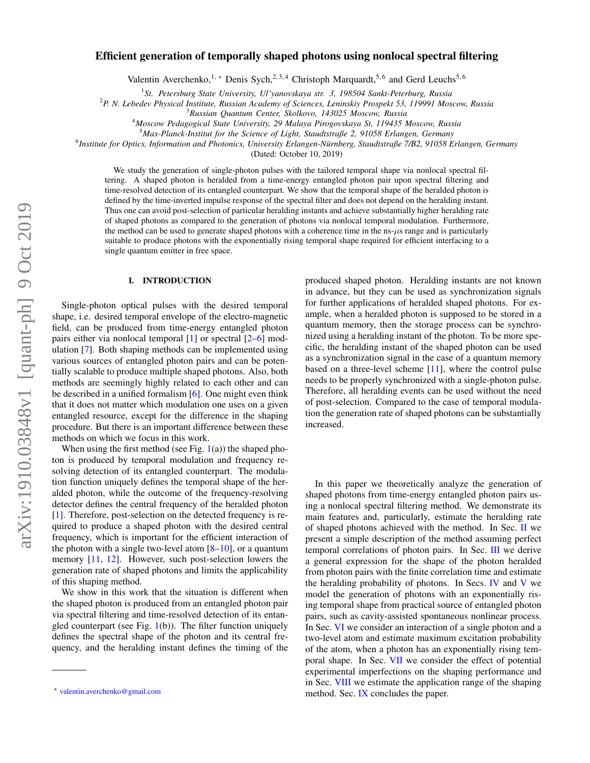# Efficient generation of temporally shaped photons using nonlocal spectral filtering

Valentin Averchenko,[1,*] Denis Sych,[2,3,4] Christoph Marquardt,[5,6] and Gerd Leuchs[5,6]

[1]*St. Petersburg State University, Ul'yanovskaya str. 3, 198504 Sankt-Peterburg, Russia*
[2]*P. N. Lebedev Physical Institute, Russian Academy of Sciences, Leninskiy Prospekt 53, 119991 Moscow, Russia*
[3]*Russian Quantum Center, Skolkovo, 143025 Moscow, Russia*
[4]*Moscow Pedagogical State University, 29 Malaya Pirogovskaya St, 119435 Moscow, Russia*
[5]*Max-Planck-Institut for the Science of Light, Staudtstraße 2, 91058 Erlangen, Germany*
[6]*Institute for Optics, Information and Photonics, University Erlangen-Nürnberg, Staudtstraße 7/B2, 91058 Erlangen, Germany*

(Dated: October 10, 2019)

We study the generation of single-photon pulses with the tailored temporal shape via nonlocal spectral filtering. A shaped photon is heralded from a time-energy entangled photon pair upon spectral filtering and time-resolved detection of its entangled counterpart. We show that the temporal shape of the heralded photon is defined by the time-inverted impulse response of the spectral filter and does not depend on the heralding instant. Thus one can avoid post-selection of particular heralding instants and achieve substantially higher heralding rate of shaped photons as compared to the generation of photons via nonlocal temporal modulation. Furthermore, the method can be used to generate shaped photons with a coherence time in the ns-$\mu$s range and is particularly suitable to produce photons with the exponentially rising temporal shape required for efficient interfacing to a single quantum emitter in free space.

## I. INTRODUCTION

Single-photon optical pulses with the desired temporal shape, i.e. desired temporal envelope of the electro-magnetic field, can be produced from time-energy entangled photon pairs either via nonlocal temporal [1] or spectral [2–6] modulation [7]. Both shaping methods can be implemented using various sources of entangled photon pairs and can be potentially scalable to produce multiple shaped photons. Also, both methods are seemingly highly related to each other and can be described in a unified formalism [6]. One might even think that it does not matter which modulation one uses on a given entangled resource, except for the difference in the shaping procedure. But there is an important difference between these methods on which we focus in this work.

When using the first method (see Fig. 1(a)) the shaped photon is produced by temporal modulation and frequency resolving detection of its entangled counterpart. The modulation function uniquely defines the temporal shape of the heralded photon, while the outcome of the frequency-resolving detector defines the central frequency of the heralded photon [1]. Therefore, post-selection on the detected frequency is required to produce a shaped photon with the desired central frequency, which is important for the efficient interaction of the photon with a single two-level atom [8–10], or a quantum memory [11, 12]. However, such post-selection lowers the generation rate of shaped photons and limits the applicability of this shaping method.

We show in this work that the situation is different when the shaped photon is produced from an entangled photon pair via spectral filtering and time-resolved detection of its entangled counterpart (see Fig. 1(b)). The filter function uniquely defines the spectral shape of the photon and its central frequency, and the heralding instant defines the timing of the produced shaped photon. Heralding instants are not known in advance, but they can be used as synchronization signals for further applications of heralded shaped photons. For example, when a heralded photon is supposed to be stored in a quantum memory, then the storage process can be synchronized using a heralding instant of the photon. To be more specific, the heralding instant of the shaped photon can be used as a synchronization signal in the case of a quantum memory based on a three-level scheme [11], where the control pulse needs to be properly synchronized with a single-photon pulse. Therefore, all heralding events can be used without the need of post-selection. Compared to the case of temporal modulation the generation rate of shaped photons can be substantially increased.

In this paper we theoretically analyze the generation of shaped photons from time-energy entangled photon pairs using a nonlocal spectral filtering method. We demonstrate its main features and, particularly, estimate the heralding rate of shaped photons achieved with the method. In Sec. II we present a simple description of the method assuming perfect temporal correlations of photon pairs. In Sec. III we derive a general expression for the shape of the photon heralded from photon pairs with the finite correlation time and estimate the heralding probability of photons. In Secs. IV and V we model the generation of photons with an exponentially rising temporal shape from practical source of entangled photon pairs, such as cavity-assisted spontaneous nonlinear process. In Sec. VI we consider an interaction of a single photon and a two-level atom and estimate maximum excitation probability of the atom, when a photon has an exponentially rising temporal shape. In Sec. VII we consider the effect of potential experimental imperfections on the shaping performance and in Sec. VIII we estimate the application range of the shaping method. Sec. IX concludes the paper.

* valentin.averchenko@gmail.com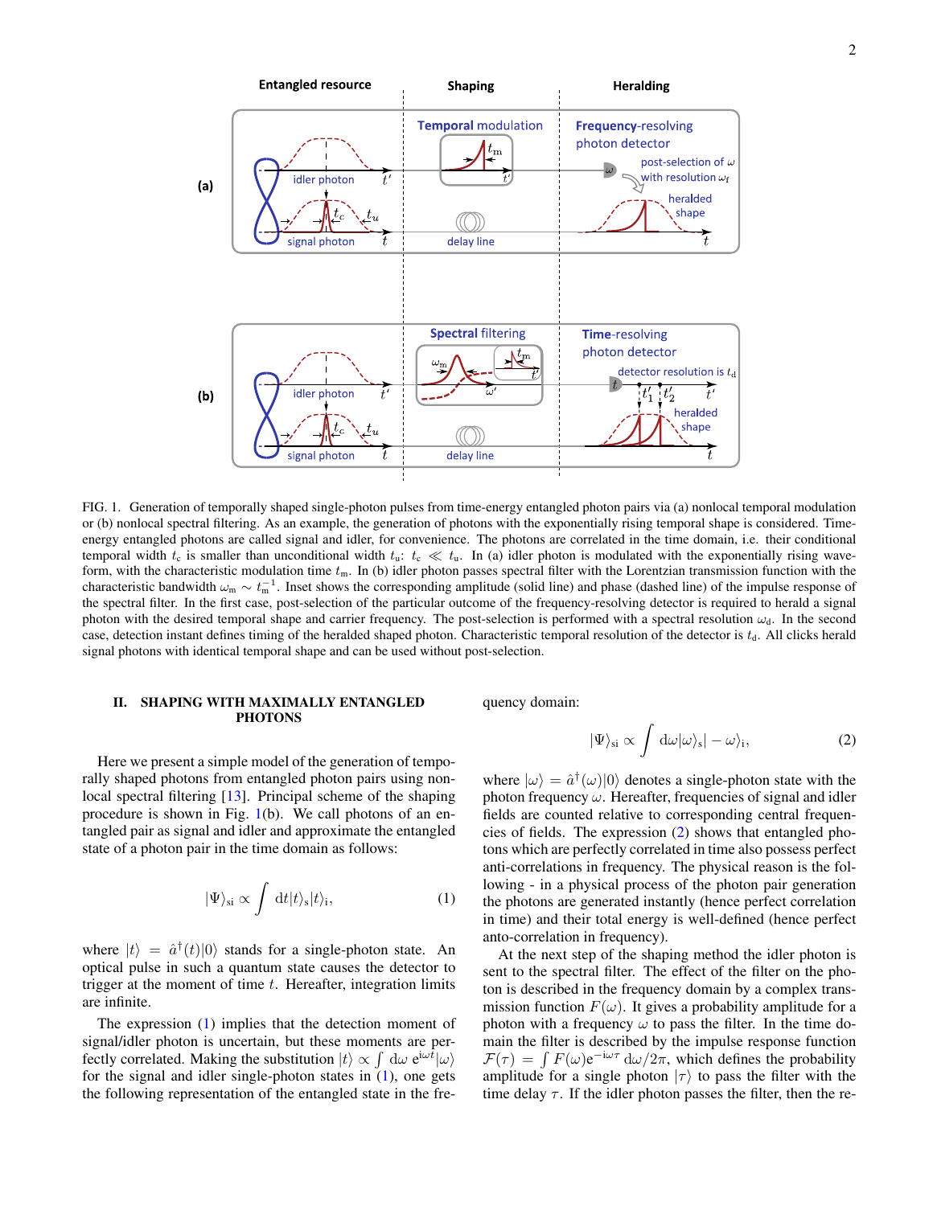FIG. 1. Generation of temporally shaped single-photon pulses from time-energy entangled photon pairs via (a) nonlocal temporal modulation or (b) nonlocal spectral filtering. As an example, the generation of photons with the exponentially rising temporal shape is considered. Time-energy entangled photons are called signal and idler, for convenience. The photons are correlated in the time domain, i.e. their conditional temporal width $t_c$ is smaller than unconditional width $t_u$: $t_c \ll t_u$. In (a) idler photon is modulated with the exponentially rising waveform, with the characteristic modulation time $t_m$. In (b) idler photon passes spectral filter with the Lorentzian transmission function with the characteristic bandwidth $\omega_m \sim t_m^{-1}$. Inset shows the corresponding amplitude (solid line) and phase (dashed line) of the impulse response of the spectral filter. In the first case, post-selection of the particular outcome of the frequency-resolving detector is required to herald a signal photon with the desired temporal shape and carrier frequency. The post-selection is performed with a spectral resolution $\omega_d$. In the second case, detection instant defines timing of the heralded shaped photon. Characteristic temporal resolution of the detector is $t_d$. All clicks herald signal photons with identical temporal shape and can be used without post-selection.

## II. SHAPING WITH MAXIMALLY ENTANGLED PHOTONS

Here we present a simple model of the generation of temporally shaped photons from entangled photon pairs using nonlocal spectral filtering [13]. Principal scheme of the shaping procedure is shown in Fig. 1(b). We call photons of an entangled pair as signal and idler and approximate the entangled state of a photon pair in the time domain as follows:

$$|\Psi\rangle_{\rm si} \propto \int {\rm d}t |t\rangle_{\rm s}|t\rangle_{\rm i}, \tag{1}$$

where $|t\rangle = \hat{a}^\dagger(t)|0\rangle$ stands for a single-photon state. An optical pulse in such a quantum state causes the detector to trigger at the moment of time $t$. Hereafter, integration limits are infinite.

The expression (1) implies that the detection moment of signal/idler photon is uncertain, but these moments are perfectly correlated. Making the substitution $|t\rangle \propto \int {\rm d}\omega\, {\rm e}^{{\rm i}\omega t}|\omega\rangle$ for the signal and idler single-photon states in (1), one gets the following representation of the entangled state in the frequency domain:

$$|\Psi\rangle_{\rm si} \propto \int {\rm d}\omega |\omega\rangle_{\rm s}| - \omega\rangle_{\rm i}, \tag{2}$$

where $|\omega\rangle = \hat{a}^\dagger(\omega)|0\rangle$ denotes a single-photon state with the photon frequency $\omega$. Hereafter, frequencies of signal and idler fields are counted relative to corresponding central frequencies of fields. The expression (2) shows that entangled photons which are perfectly correlated in time also possess perfect anti-correlations in frequency. The physical reason is the following - in a physical process of the photon pair generation the photons are generated instantly (hence perfect correlation in time) and their total energy is well-defined (hence perfect anto-correlation in frequency).

At the next step of the shaping method the idler photon is sent to the spectral filter. The effect of the filter on the photon is described in the frequency domain by a complex transmission function $F(\omega)$. It gives a probability amplitude for a photon with a frequency $\omega$ to pass the filter. In the time domain the filter is described by the impulse response function $\mathcal{F}(\tau) = \int F(\omega){\rm e}^{-{\rm i}\omega\tau}\,{\rm d}\omega/2\pi$, which defines the probability amplitude for a single photon $|\tau\rangle$ to pass the filter with the time delay $\tau$. If the idler photon passes the filter, then the re-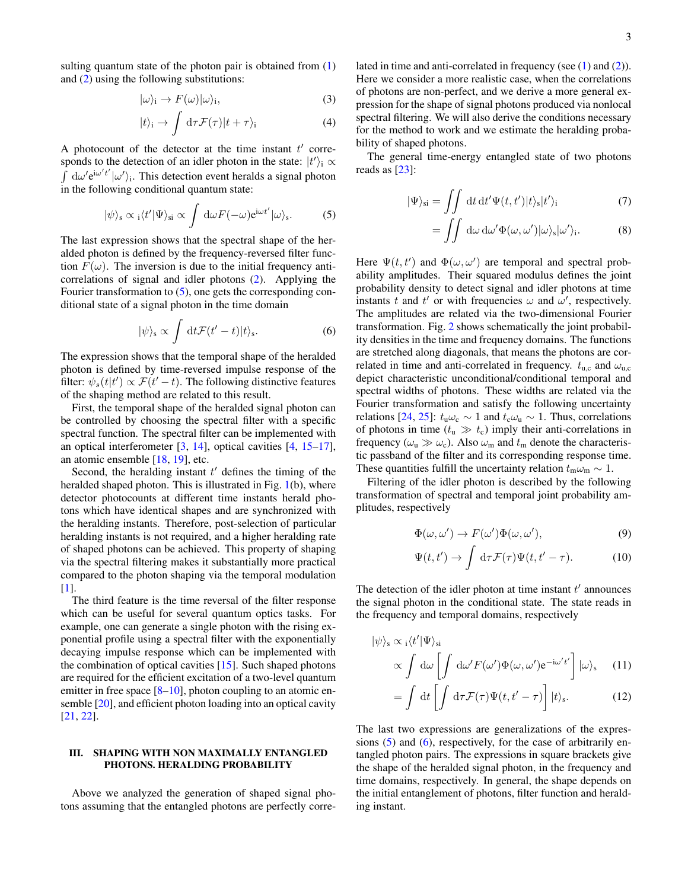sulting quantum state of the photon pair is obtained from (1) and (2) using the following substitutions:

$$|\omega\rangle_{\rm i} \rightarrow F(\omega)|\omega\rangle_{\rm i}, \tag{3}$$

$$|t\rangle_{\rm i} \rightarrow \int {\rm d}\tau \mathcal{F}(\tau)|t+\tau\rangle_{\rm i} \tag{4}$$

A photocount of the detector at the time instant $t'$ corresponds to the detection of an idler photon in the state: $|t'\rangle_{\rm i} \propto \int {\rm d}\omega' {\rm e}^{{\rm i}\omega' t'}|\omega'\rangle_{\rm i}$. This detection event heralds a signal photon in the following conditional quantum state:

$$|\psi\rangle_{\rm s} \propto {}_{\rm i}\langle t'|\Psi\rangle_{\rm si} \propto \int {\rm d}\omega F(-\omega){\rm e}^{{\rm i}\omega t'}|\omega\rangle_{\rm s}. \tag{5}$$

The last expression shows that the spectral shape of the heralded photon is defined by the frequency-reversed filter function $F(\omega)$. The inversion is due to the initial frequency anticorrelations of signal and idler photons (2). Applying the Fourier transformation to (5), one gets the corresponding conditional state of a signal photon in the time domain

$$|\psi\rangle_{\rm s} \propto \int {\rm d}t \mathcal{F}(t'-t)|t\rangle_{\rm s}. \tag{6}$$

The expression shows that the temporal shape of the heralded photon is defined by time-reversed impulse response of the filter: $\psi_s(t|t') \propto \mathcal{F}(t'-t)$. The following distinctive features of the shaping method are related to this result.

First, the temporal shape of the heralded signal photon can be controlled by choosing the spectral filter with a specific spectral function. The spectral filter can be implemented with an optical interferometer [3, 14], optical cavities [4, 15–17], an atomic ensemble [18, 19], etc.

Second, the heralding instant $t'$ defines the timing of the heralded shaped photon. This is illustrated in Fig. 1(b), where detector photocounts at different time instants herald photons which have identical shapes and are synchronized with the heralding instants. Therefore, post-selection of particular heralding instants is not required, and a higher heralding rate of shaped photons can be achieved. This property of shaping via the spectral filtering makes it substantially more practical compared to the photon shaping via the temporal modulation [1].

The third feature is the time reversal of the filter response which can be useful for several quantum optics tasks. For example, one can generate a single photon with the rising exponential profile using a spectral filter with the exponentially decaying impulse response which can be implemented with the combination of optical cavities [15]. Such shaped photons are required for the efficient excitation of a two-level quantum emitter in free space [8–10], photon coupling to an atomic ensemble [20], and efficient photon loading into an optical cavity [21, 22].

## III. SHAPING WITH NON MAXIMALLY ENTANGLED PHOTONS. HERALDING PROBABILITY

Above we analyzed the generation of shaped signal photons assuming that the entangled photons are perfectly correlated in time and anti-correlated in frequency (see (1) and (2)). Here we consider a more realistic case, when the correlations of photons are non-perfect, and we derive a more general expression for the shape of signal photons produced via nonlocal spectral filtering. We will also derive the conditions necessary for the method to work and we estimate the heralding probability of shaped photons.

The general time-energy entangled state of two photons reads as [23]:

$$|\Psi\rangle_{\rm si} = \iint {\rm d}t\,{\rm d}t' \Psi(t,t')|t\rangle_{\rm s}|t'\rangle_{\rm i} \tag{7}$$

$$= \iint {\rm d}\omega\,{\rm d}\omega' \Phi(\omega,\omega')|\omega\rangle_{\rm s}|\omega'\rangle_{\rm i}. \tag{8}$$

Here $\Psi(t,t')$ and $\Phi(\omega,\omega')$ are temporal and spectral probability amplitudes. Their squared modulus defines the joint probability density to detect signal and idler photons at time instants $t$ and $t'$ or with frequencies $\omega$ and $\omega'$, respectively. The amplitudes are related via the two-dimensional Fourier transformation. Fig. 2 shows schematically the joint probability densities in the time and frequency domains. The functions are stretched along diagonals, that means the photons are correlated in time and anti-correlated in frequency. $t_{\rm u,c}$ and $\omega_{\rm u,c}$ depict characteristic unconditional/conditional temporal and spectral widths of photons. These widths are related via the Fourier transformation and satisfy the following uncertainty relations [24, 25]: $t_{\rm u}\omega_{\rm c} \sim 1$ and $t_{\rm c}\omega_{\rm u} \sim 1$. Thus, correlations of photons in time ($t_{\rm u} \gg t_{\rm c}$) imply their anti-correlations in frequency ($\omega_{\rm u} \gg \omega_{\rm c}$). Also $\omega_{\rm m}$ and $t_{\rm m}$ denote the characteristic passband of the filter and its corresponding response time. These quantities fulfill the uncertainty relation $t_{\rm m}\omega_{\rm m} \sim 1$.

Filtering of the idler photon is described by the following transformation of spectral and temporal joint probability amplitudes, respectively

$$\Phi(\omega,\omega') \rightarrow F(\omega')\Phi(\omega,\omega'), \tag{9}$$

$$\Psi(t,t') \rightarrow \int {\rm d}\tau \mathcal{F}(\tau)\Psi(t,t'-\tau). \tag{10}$$

The detection of the idler photon at time instant $t'$ announces the signal photon in the conditional state. The state reads in the frequency and temporal domains, respectively

$$|\psi\rangle_{\rm s} \propto {}_{\rm i}\langle t'|\Psi\rangle_{\rm si}$$

$$\propto \int {\rm d}\omega \left[\int {\rm d}\omega' F(\omega')\Phi(\omega,\omega'){\rm e}^{-{\rm i}\omega' t'}\right]|\omega\rangle_{\rm s} \tag{11}$$

$$= \int {\rm d}t \left[\int {\rm d}\tau \mathcal{F}(\tau)\Psi(t,t'-\tau)\right]|t\rangle_{\rm s}. \tag{12}$$

The last two expressions are generalizations of the expressions (5) and (6), respectively, for the case of arbitrarily entangled photon pairs. The expressions in square brackets give the shape of the heralded signal photon, in the frequency and time domains, respectively. In general, the shape depends on the initial entanglement of photons, filter function and heralding instant.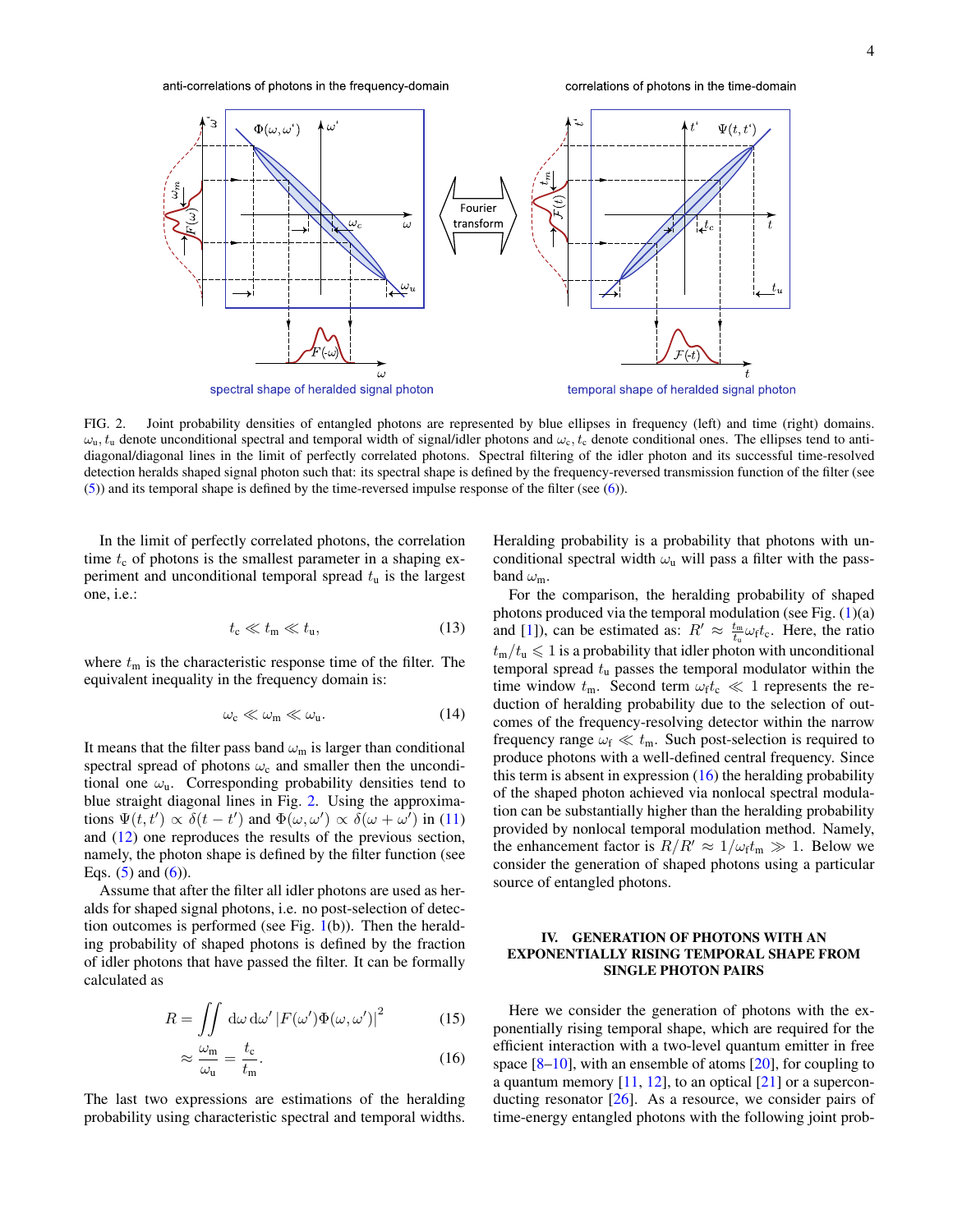FIG. 2. Joint probability densities of entangled photons are represented by blue ellipses in frequency (left) and time (right) domains. $\omega_{\rm u}$, $t_{\rm u}$ denote unconditional spectral and temporal width of signal/idler photons and $\omega_{\rm c}$, $t_{\rm c}$ denote conditional ones. The ellipses tend to anti-diagonal/diagonal lines in the limit of perfectly correlated photons. Spectral filtering of the idler photon and its successful time-resolved detection heralds shaped signal photon such that: its spectral shape is defined by the frequency-reversed transmission function of the filter (see (5)) and its temporal shape is defined by the time-reversed impulse response of the filter (see (6)).

In the limit of perfectly correlated photons, the correlation time $t_{\rm c}$ of photons is the smallest parameter in a shaping experiment and unconditional temporal spread $t_{\rm u}$ is the largest one, i.e.:

$$t_{\rm c} \ll t_{\rm m} \ll t_{\rm u}, \tag{13}$$

where $t_{\rm m}$ is the characteristic response time of the filter. The equivalent inequality in the frequency domain is:

$$\omega_{\rm c} \ll \omega_{\rm m} \ll \omega_{\rm u}. \tag{14}$$

It means that the filter pass band $\omega_{\rm m}$ is larger than conditional spectral spread of photons $\omega_{\rm c}$ and smaller then the unconditional one $\omega_{\rm u}$. Corresponding probability densities tend to blue straight diagonal lines in Fig. 2. Using the approximations $\Psi(t,t') \propto \delta(t-t')$ and $\Phi(\omega,\omega') \propto \delta(\omega+\omega')$ in (11) and (12) one reproduces the results of the previous section, namely, the photon shape is defined by the filter function (see Eqs. (5) and (6)).

Assume that after the filter all idler photons are used as heralds for shaped signal photons, i.e. no post-selection of detection outcomes is performed (see Fig. 1(b)). Then the heralding probability of shaped photons is defined by the fraction of idler photons that have passed the filter. It can be formally calculated as

$$R = \iint {\rm d}\omega\, {\rm d}\omega' \left|F(\omega')\Phi(\omega,\omega')\right|^2 \tag{15}$$

$$\approx \frac{\omega_{\rm m}}{\omega_{\rm u}} = \frac{t_{\rm c}}{t_{\rm m}}. \tag{16}$$

The last two expressions are estimations of the heralding probability using characteristic spectral and temporal widths. Heralding probability is a probability that photons with unconditional spectral width $\omega_{\rm u}$ will pass a filter with the passband $\omega_{\rm m}$.

For the comparison, the heralding probability of shaped photons produced via the temporal modulation (see Fig. (1)(a) and [1]), can be estimated as: $R' \approx \frac{t_{\rm m}}{t_{\rm u}}\omega_{\rm f} t_{\rm c}$. Here, the ratio $t_{\rm m}/t_{\rm u} \leqslant 1$ is a probability that idler photon with unconditional temporal spread $t_{\rm u}$ passes the temporal modulator within the time window $t_{\rm m}$. Second term $\omega_{\rm f} t_{\rm c} \ll 1$ represents the reduction of heralding probability due to the selection of outcomes of the frequency-resolving detector within the narrow frequency range $\omega_{\rm f} \ll t_{\rm m}$. Such post-selection is required to produce photons with a well-defined central frequency. Since this term is absent in expression (16) the heralding probability of the shaped photon achieved via nonlocal spectral modulation can be substantially higher than the heralding probability provided by nonlocal temporal modulation method. Namely, the enhancement factor is $R/R' \approx 1/\omega_{\rm f} t_{\rm m} \gg 1$. Below we consider the generation of shaped photons using a particular source of entangled photons.

## IV. GENERATION OF PHOTONS WITH AN EXPONENTIALLY RISING TEMPORAL SHAPE FROM SINGLE PHOTON PAIRS

Here we consider the generation of photons with the exponentially rising temporal shape, which are required for the efficient interaction with a two-level quantum emitter in free space [8–10], with an ensemble of atoms [20], for coupling to a quantum memory [11, 12], to an optical [21] or a superconducting resonator [26]. As a resource, we consider pairs of time-energy entangled photons with the following joint prob-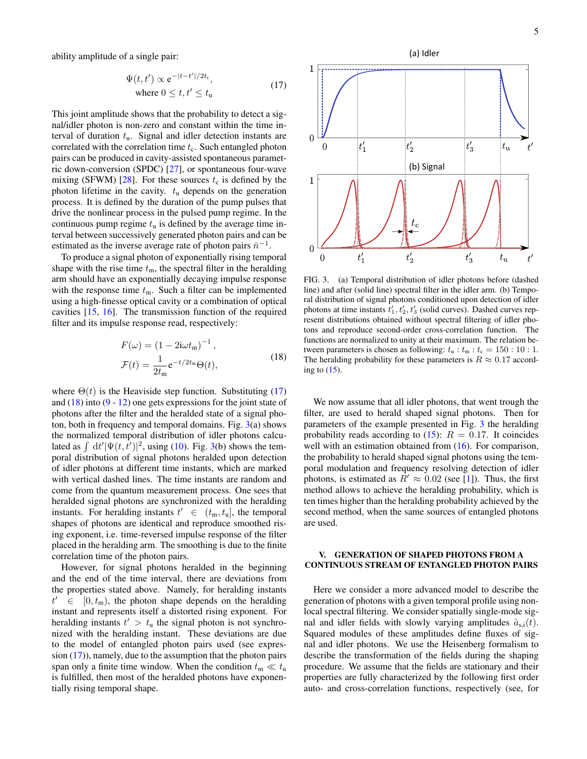ability amplitude of a single pair:

$$\Psi(t,t') \propto \mathrm{e}^{-|t-t'|/2t_{\mathrm{c}}}, \quad \text{where } 0 \le t, t' \le t_{\mathrm{u}} \tag{17}$$

This joint amplitude shows that the probability to detect a signal/idler photon is non-zero and constant within the time interval of duration $t_{\mathrm{u}}$. Signal and idler detection instants are correlated with the correlation time $t_{\mathrm{c}}$. Such entangled photon pairs can be produced in cavity-assisted spontaneous parametric down-conversion (SPDC) [27], or spontaneous four-wave mixing (SFWM) [28]. For these sources $t_{\mathrm{c}}$ is defined by the photon lifetime in the cavity. $t_{\mathrm{u}}$ depends on the generation process. It is defined by the duration of the pump pulses that drive the nonlinear process in the pulsed pump regime. In the continuous pump regime $t_{\mathrm{u}}$ is defined by the average time interval between successively generated photon pairs and can be estimated as the inverse average rate of photon pairs $\bar{n}^{-1}$.

To produce a signal photon of exponentially rising temporal shape with the rise time $t_{\mathrm{m}}$, the spectral filter in the heralding arm should have an exponentially decaying impulse response with the response time $t_{\mathrm{m}}$. Such a filter can be implemented using a high-finesse optical cavity or a combination of optical cavities [15, 16]. The transmission function of the required filter and its impulse response read, respectively:

$$F(\omega) = (1 - 2\mathrm{i}\omega t_{\mathrm{m}})^{-1}, \qquad \mathcal{F}(t) = \frac{1}{2t_{\mathrm{m}}}\mathrm{e}^{-t/2t_{\mathrm{m}}}\Theta(t), \tag{18}$$

where $\Theta(t)$ is the Heaviside step function. Substituting (17) and (18) into (9 - 12) one gets expressions for the joint state of photons after the filter and the heralded state of a signal photon, both in frequency and temporal domains. Fig. 3(a) shows the normalized temporal distribution of idler photons calculated as $\int \mathrm{d}t' |\Psi(t,t')|^2$, using (10). Fig. 3(b) shows the temporal distribution of signal photons heralded upon detection of idler photons at different time instants, which are marked with vertical dashed lines. The time instants are random and come from the quantum measurement process. One sees that heralded signal photons are synchronized with the heralding instants. For heralding instants $t' \in (t_{\mathrm{m}}, t_{\mathrm{u}}]$, the temporal shapes of photons are identical and reproduce smoothed rising exponent, i.e. time-reversed impulse response of the filter placed in the heralding arm. The smoothing is due to the finite correlation time of the photon pairs.

However, for signal photons heralded in the beginning and the end of the time interval, there are deviations from the properties stated above. Namely, for heralding instants $t' \in [0, t_{\mathrm{m}})$, the photon shape depends on the heralding instant and represents itself a distorted rising exponent. For heralding instants $t' > t_{\mathrm{u}}$ the signal photon is not synchronized with the heralding instant. These deviations are due to the model of entangled photon pairs used (see expression (17)), namely, due to the assumption that the photon pairs span only a finite time window. When the condition $t_{\mathrm{m}} \ll t_{\mathrm{u}}$ is fulfilled, then most of the heralded photons have exponentially rising temporal shape.

FIG. 3. (a) Temporal distribution of idler photons before (dashed line) and after (solid line) spectral filter in the idler arm. (b) Temporal distribution of signal photons conditioned upon detection of idler photons at time instants $t'_1, t'_2, t'_3$ (solid curves). Dashed curves represent distributions obtained without spectral filtering of idler photons and reproduce second-order cross-correlation function. The functions are normalized to unity at their maximum. The relation between parameters is chosen as following: $t_{\mathrm{u}} : t_{\mathrm{m}} : t_{\mathrm{c}} = 150 : 10 : 1$. The heralding probability for these parameters is $R \approx 0.17$ according to (15).

We now assume that all idler photons, that went trough the filter, are used to herald shaped signal photons. Then for parameters of the example presented in Fig. 3 the heralding probability reads according to (15): $R = 0.17$. It coincides well with an estimation obtained from (16). For comparison, the probability to herald shaped signal photons using the temporal modulation and frequency resolving detection of idler photons, is estimated as $R' \approx 0.02$ (see [1]). Thus, the first method allows to achieve the heralding probability, which is ten times higher than the heralding probability achieved by the second method, when the same sources of entangled photons are used.

## V. GENERATION OF SHAPED PHOTONS FROM A CONTINUOUS STREAM OF ENTANGLED PHOTON PAIRS

Here we consider a more advanced model to describe the generation of photons with a given temporal profile using nonlocal spectral filtering. We consider spatially single-mode signal and idler fields with slowly varying amplitudes $\hat{a}_{\mathrm{s,i}}(t)$. Squared modules of these amplitudes define fluxes of signal and idler photons. We use the Heisenberg formalism to describe the transformation of the fields during the shaping procedure. We assume that the fields are stationary and their properties are fully characterized by the following first order auto- and cross-correlation functions, respectively (see, for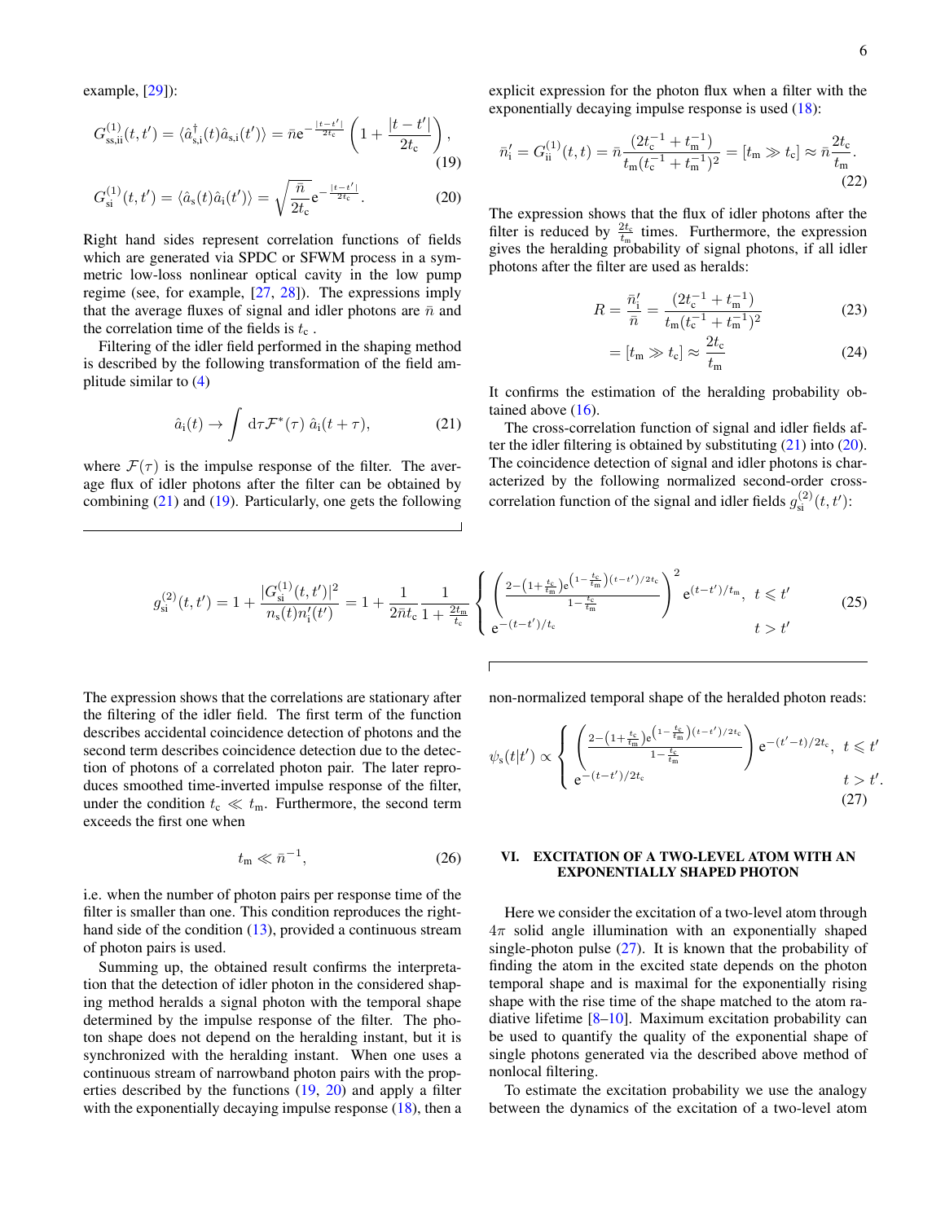example, [29]):

$$G^{(1)}_{\mathrm{ss,ii}}(t,t') = \langle \hat{a}^\dagger_{\mathrm{s,i}}(t)\hat{a}_{\mathrm{s,i}}(t')\rangle = \bar{n}\mathrm{e}^{-\frac{|t-t'|}{2t_\mathrm{c}}}\left(1+\frac{|t-t'|}{2t_\mathrm{c}}\right), \tag{19}$$

$$G^{(1)}_{\mathrm{si}}(t,t') = \langle \hat{a}_\mathrm{s}(t)\hat{a}_\mathrm{i}(t')\rangle = \sqrt{\frac{\bar{n}}{2t_\mathrm{c}}}\mathrm{e}^{-\frac{|t-t'|}{2t_\mathrm{c}}}. \tag{20}$$

Right hand sides represent correlation functions of fields which are generated via SPDC or SFWM process in a symmetric low-loss nonlinear optical cavity in the low pump regime (see, for example, [27, 28]). The expressions imply that the average fluxes of signal and idler photons are $\bar{n}$ and the correlation time of the fields is $t_\mathrm{c}$ .

Filtering of the idler field performed in the shaping method is described by the following transformation of the field amplitude similar to (4)

$$\hat{a}_\mathrm{i}(t) \to \int \mathrm{d}\tau \mathcal{F}^*(\tau)\, \hat{a}_\mathrm{i}(t+\tau), \tag{21}$$

where $\mathcal{F}(\tau)$ is the impulse response of the filter. The average flux of idler photons after the filter can be obtained by combining (21) and (19). Particularly, one gets the following explicit expression for the photon flux when a filter with the exponentially decaying impulse response is used (18):

$$\bar{n}'_\mathrm{i} = G^{(1)}_{\mathrm{ii}}(t,t) = \bar{n}\frac{(2t_\mathrm{c}^{-1}+t_\mathrm{m}^{-1})}{t_\mathrm{m}(t_\mathrm{c}^{-1}+t_\mathrm{m}^{-1})^2} = [t_\mathrm{m} \gg t_\mathrm{c}] \approx \bar{n}\frac{2t_\mathrm{c}}{t_\mathrm{m}}. \tag{22}$$

The expression shows that the flux of idler photons after the filter is reduced by $\frac{2t_\mathrm{c}}{t_\mathrm{m}}$ times. Furthermore, the expression gives the heralding probability of signal photons, if all idler photons after the filter are used as heralds:

$$R = \frac{\bar{n}'_\mathrm{i}}{\bar{n}} = \frac{(2t_\mathrm{c}^{-1}+t_\mathrm{m}^{-1})}{t_\mathrm{m}(t_\mathrm{c}^{-1}+t_\mathrm{m}^{-1})^2} \tag{23}$$

$$= [t_\mathrm{m} \gg t_\mathrm{c}] \approx \frac{2t_\mathrm{c}}{t_\mathrm{m}} \tag{24}$$

It confirms the estimation of the heralding probability obtained above (16).

The cross-correlation function of signal and idler fields after the idler filtering is obtained by substituting (21) into (20). The coincidence detection of signal and idler photons is characterized by the following normalized second-order cross-correlation function of the signal and idler fields $g^{(2)}_{\mathrm{si}}(t,t')$:

$$g^{(2)}_{\mathrm{si}}(t,t') = 1 + \frac{|G^{(1)}_{\mathrm{si}}(t,t')|^2}{n_\mathrm{s}(t)n'_\mathrm{i}(t')} = 1 + \frac{1}{2\bar{n}t_\mathrm{c}}\frac{1}{1+\frac{2t_\mathrm{m}}{t_\mathrm{c}}}\begin{cases}\left(\frac{2-\left(1+\frac{t_\mathrm{c}}{t_\mathrm{m}}\right)\mathrm{e}^{\left(1-\frac{t_\mathrm{c}}{t_\mathrm{m}}\right)(t-t')/2t_\mathrm{c}}}{1-\frac{t_\mathrm{c}}{t_\mathrm{m}}}\right)^2\mathrm{e}^{(t-t')/t_\mathrm{m}}, & t \leqslant t' \\ \mathrm{e}^{-(t-t')/t_\mathrm{c}} & t > t'\end{cases} \tag{25}$$

The expression shows that the correlations are stationary after the filtering of the idler field. The first term of the function describes accidental coincidence detection of photons and the second term describes coincidence detection due to the detection of photons of a correlated photon pair. The later reproduces smoothed time-inverted impulse response of the filter, under the condition $t_\mathrm{c} \ll t_\mathrm{m}$. Furthermore, the second term exceeds the first one when

$$t_\mathrm{m} \ll \bar{n}^{-1}, \tag{26}$$

i.e. when the number of photon pairs per response time of the filter is smaller than one. This condition reproduces the right-hand side of the condition (13), provided a continuous stream of photon pairs is used.

Summing up, the obtained result confirms the interpretation that the detection of idler photon in the considered shaping method heralds a signal photon with the temporal shape determined by the impulse response of the filter. The photon shape does not depend on the heralding instant, but it is synchronized with the heralding instant. When one uses a continuous stream of narrowband photon pairs with the properties described by the functions (19, 20) and apply a filter with the exponentially decaying impulse response (18), then a non-normalized temporal shape of the heralded photon reads:

$$\psi_\mathrm{s}(t|t') \propto \begin{cases}\left(\frac{2-\left(1+\frac{t_\mathrm{c}}{t_\mathrm{m}}\right)\mathrm{e}^{\left(1-\frac{t_\mathrm{c}}{t_\mathrm{m}}\right)(t-t')/2t_\mathrm{c}}}{1-\frac{t_\mathrm{c}}{t_\mathrm{m}}}\right)\mathrm{e}^{-(t'-t)/2t_\mathrm{c}}, & t \leqslant t' \\ \mathrm{e}^{-(t-t')/2t_\mathrm{c}} & t > t'.\end{cases} \tag{27}$$

## VI. EXCITATION OF A TWO-LEVEL ATOM WITH AN EXPONENTIALLY SHAPED PHOTON

Here we consider the excitation of a two-level atom through $4\pi$ solid angle illumination with an exponentially shaped single-photon pulse (27). It is known that the probability of finding the atom in the excited state depends on the photon temporal shape and is maximal for the exponentially rising shape with the rise time of the shape matched to the atom radiative lifetime [8–10]. Maximum excitation probability can be used to quantify the quality of the exponential shape of single photons generated via the described above method of nonlocal filtering.

To estimate the excitation probability we use the analogy between the dynamics of the excitation of a two-level atom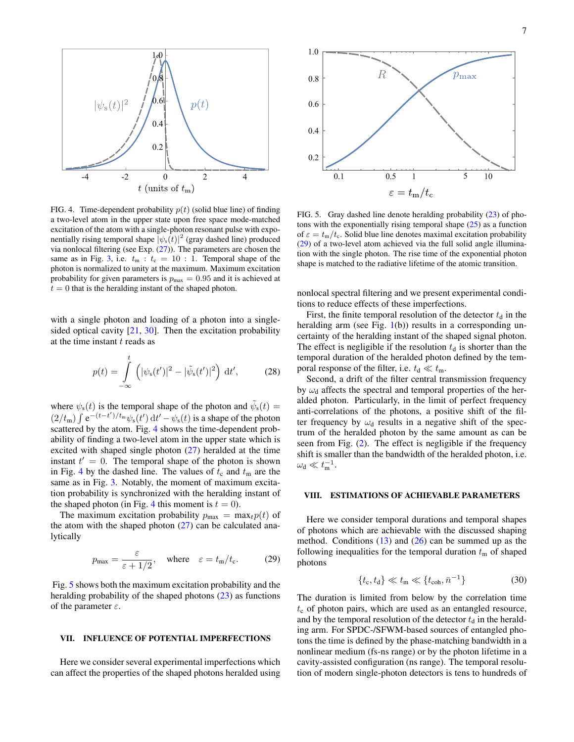FIG. 4. Time-dependent probability $p(t)$ (solid blue line) of finding a two-level atom in the upper state upon free space mode-matched excitation of the atom with a single-photon resonant pulse with exponentially rising temporal shape $|\psi_{\rm s}(t)|^2$ (gray dashed line) produced via nonlocal filtering (see Exp. (27)). The parameters are chosen the same as in Fig. 3, i.e. $t_{\rm m} : t_{\rm c} = 10 : 1$. Temporal shape of the photon is normalized to unity at the maximum. Maximum excitation probability for given parameters is $p_{\rm max} = 0.95$ and it is achieved at $t = 0$ that is the heralding instant of the shaped photon.

with a single photon and loading of a photon into a single-sided optical cavity [21, 30]. Then the excitation probability at the time instant $t$ reads as

$$p(t) = \int\limits_{-\infty}^{t} \left(|\psi_{\rm s}(t')|^2 - |\tilde{\psi}_{\rm s}(t')|^2\right) \, {\rm d}t', \qquad (28)$$

where $\psi_{\rm s}(t)$ is the temporal shape of the photon and $\tilde{\psi}_{\rm s}(t) = (2/t_{\rm m}) \int {\rm e}^{-(t-t')/t_{\rm m}} \psi_{\rm s}(t') \, {\rm d}t' - \psi_{\rm s}(t)$ is a shape of the photon scattered by the atom. Fig. 4 shows the time-dependent probability of finding a two-level atom in the upper state which is excited with shaped single photon (27) heralded at the time instant $t' = 0$. The temporal shape of the photon is shown in Fig. 4 by the dashed line. The values of $t_{\rm c}$ and $t_{\rm m}$ are the same as in Fig. 3. Notably, the moment of maximum excitation probability is synchronized with the heralding instant of the shaped photon (in Fig. 4 this moment is $t = 0$).

The maximum excitation probability $p_{\rm max} = \max_t p(t)$ of the atom with the shaped photon (27) can be calculated analytically

$$p_{\rm max} = \frac{\varepsilon}{\varepsilon + 1/2}, \quad \text{where} \quad \varepsilon = t_{\rm m}/t_{\rm c}. \qquad (29)$$

Fig. 5 shows both the maximum excitation probability and the heralding probability of the shaped photons (23) as functions of the parameter $\varepsilon$.

FIG. 5. Gray dashed line denote heralding probability (23) of photons with the exponentially rising temporal shape (25) as a function of $\varepsilon = t_{\rm m}/t_{\rm c}$. Solid blue line denotes maximal excitation probability (29) of a two-level atom achieved via the full solid angle illumination with the single photon. The rise time of the exponential photon shape is matched to the radiative lifetime of the atomic transition.

## VII. INFLUENCE OF POTENTIAL IMPERFECTIONS

Here we consider several experimental imperfections which can affect the properties of the shaped photons heralded using nonlocal spectral filtering and we present experimental conditions to reduce effects of these imperfections.

First, the finite temporal resolution of the detector $t_{\rm d}$ in the heralding arm (see Fig. 1(b)) results in a corresponding uncertainty of the heralding instant of the shaped signal photon. The effect is negligible if the resolution $t_{\rm d}$ is shorter than the temporal duration of the heralded photon defined by the temporal response of the filter, i.e. $t_{\rm d} \ll t_{\rm m}$.

Second, a drift of the filter central transmission frequency by $\omega_{\rm d}$ affects the spectral and temporal properties of the heralded photon. Particularly, in the limit of perfect frequency anti-correlations of the photons, a positive shift of the filter frequency by $\omega_{\rm d}$ results in a negative shift of the spectrum of the heralded photon by the same amount as can be seen from Fig. (2). The effect is negligible if the frequency shift is smaller than the bandwidth of the heralded photon, i.e. $\omega_{\rm d} \ll t_{\rm m}^{-1}$.

## VIII. ESTIMATIONS OF ACHIEVABLE PARAMETERS

Here we consider temporal durations and temporal shapes of photons which are achievable with the discussed shaping method. Conditions (13) and (26) can be summed up as the following inequalities for the temporal duration $t_{\rm m}$ of shaped photons

$$\{t_{\rm c}, t_{\rm d}\} \ll t_{\rm m} \ll \{t_{\rm coh}, \bar{n}^{-1}\} \qquad (30)$$

The duration is limited from below by the correlation time $t_{\rm c}$ of photon pairs, which are used as an entangled resource, and by the temporal resolution of the detector $t_{\rm d}$ in the heralding arm. For SPDC-/SFWM-based sources of entangled photons the time is defined by the phase-matching bandwidth in a nonlinear medium (fs-ns range) or by the photon lifetime in a cavity-assisted configuration (ns range). The temporal resolution of modern single-photon detectors is tens to hundreds of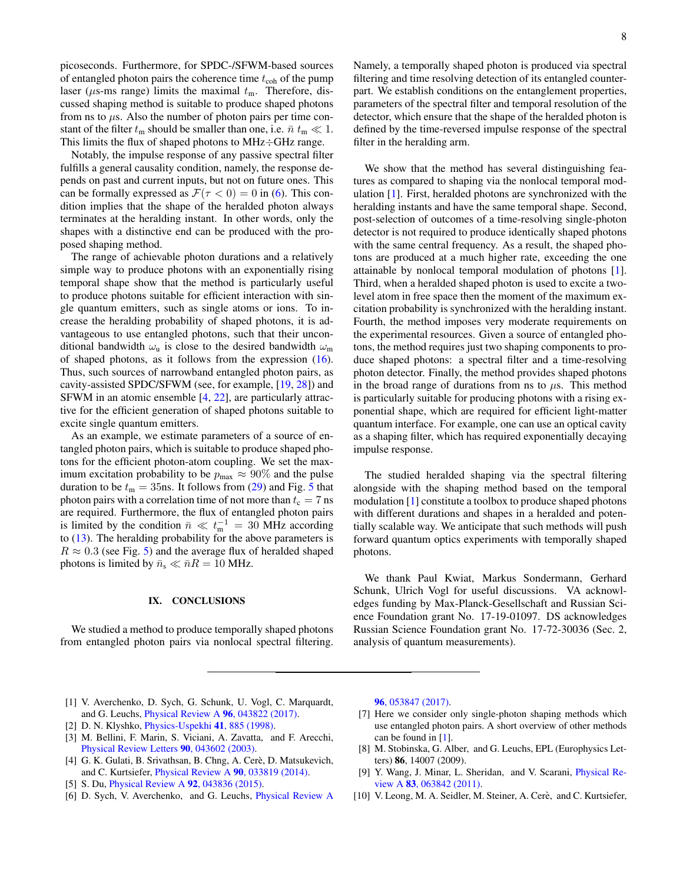picoseconds. Furthermore, for SPDC-/SFWM-based sources of entangled photon pairs the coherence time $t_{\rm coh}$ of the pump laser ($\mu$s-ms range) limits the maximal $t_{\rm m}$. Therefore, discussed shaping method is suitable to produce shaped photons from ns to $\mu$s. Also the number of photon pairs per time constant of the filter $t_{\rm m}$ should be smaller than one, i.e. $\bar{n}\, t_{\rm m} \ll 1$. This limits the flux of shaped photons to MHz$\div$GHz range.

Notably, the impulse response of any passive spectral filter fulfills a general causality condition, namely, the response depends on past and current inputs, but not on future ones. This can be formally expressed as $\mathcal{F}(\tau < 0) = 0$ in (6). This condition implies that the shape of the heralded photon always terminates at the heralding instant. In other words, only the shapes with a distinctive end can be produced with the proposed shaping method.

The range of achievable photon durations and a relatively simple way to produce photons with an exponentially rising temporal shape show that the method is particularly useful to produce photons suitable for efficient interaction with single quantum emitters, such as single atoms or ions. To increase the heralding probability of shaped photons, it is advantageous to use entangled photons, such that their unconditional bandwidth $\omega_{\rm u}$ is close to the desired bandwidth $\omega_{\rm m}$ of shaped photons, as it follows from the expression (16). Thus, such sources of narrowband entangled photon pairs, as cavity-assisted SPDC/SFWM (see, for example, [19, 28]) and SFWM in an atomic ensemble [4, 22], are particularly attractive for the efficient generation of shaped photons suitable to excite single quantum emitters.

As an example, we estimate parameters of a source of entangled photon pairs, which is suitable to produce shaped photons for the efficient photon-atom coupling. We set the maximum excitation probability to be $p_{\rm max} \approx 90\%$ and the pulse duration to be $t_{\rm m} = 35$ns. It follows from (29) and Fig. 5 that photon pairs with a correlation time of not more than $t_{\rm c} = 7$ ns are required. Furthermore, the flux of entangled photon pairs is limited by the condition $\bar{n} \ll t_{\rm m}^{-1} = 30$ MHz according to (13). The heralding probability for the above parameters is $R \approx 0.3$ (see Fig. 5) and the average flux of heralded shaped photons is limited by $\bar{n}_{\rm s} \ll \bar{n}R = 10$ MHz.

## IX. CONCLUSIONS

We studied a method to produce temporally shaped photons from entangled photon pairs via nonlocal spectral filtering. Namely, a temporally shaped photon is produced via spectral filtering and time resolving detection of its entangled counterpart. We establish conditions on the entanglement properties, parameters of the spectral filter and temporal resolution of the detector, which ensure that the shape of the heralded photon is defined by the time-reversed impulse response of the spectral filter in the heralding arm.

We show that the method has several distinguishing features as compared to shaping via the nonlocal temporal modulation [1]. First, heralded photons are synchronized with the heralding instants and have the same temporal shape. Second, post-selection of outcomes of a time-resolving single-photon detector is not required to produce identically shaped photons with the same central frequency. As a result, the shaped photons are produced at a much higher rate, exceeding the one attainable by nonlocal temporal modulation of photons [1]. Third, when a heralded shaped photon is used to excite a two-level atom in free space then the moment of the maximum excitation probability is synchronized with the heralding instant. Fourth, the method imposes very moderate requirements on the experimental resources. Given a source of entangled photons, the method requires just two shaping components to produce shaped photons: a spectral filter and a time-resolving photon detector. Finally, the method provides shaped photons in the broad range of durations from ns to $\mu$s. This method is particularly suitable for producing photons with a rising exponential shape, which are required for efficient light-matter quantum interface. For example, one can use an optical cavity as a shaping filter, which has required exponentially decaying impulse response.

The studied heralded shaping via the spectral filtering alongside with the shaping method based on the temporal modulation [1] constitute a toolbox to produce shaped photons with different durations and shapes in a heralded and potentially scalable way. We anticipate that such methods will push forward quantum optics experiments with temporally shaped photons.

We thank Paul Kwiat, Markus Sondermann, Gerhard Schunk, Ulrich Vogl for useful discussions. VA acknowledges funding by Max-Planck-Gesellschaft and Russian Science Foundation grant No. 17-19-01097. DS acknowledges Russian Science Foundation grant No. 17-72-30036 (Sec. 2, analysis of quantum measurements).

---

[1] V. Averchenko, D. Sych, G. Schunk, U. Vogl, C. Marquardt, and G. Leuchs, Physical Review A **96**, 043822 (2017).

[2] D. N. Klyshko, Physics-Uspekhi **41**, 885 (1998).

[3] M. Bellini, F. Marin, S. Viciani, A. Zavatta, and F. Arecchi, Physical Review Letters **90**, 043602 (2003).

[4] G. K. Gulati, B. Srivathsan, B. Chng, A. Cerè, D. Matsukevich, and C. Kurtsiefer, Physical Review A **90**, 033819 (2014).

[5] S. Du, Physical Review A **92**, 043836 (2015).

[6] D. Sych, V. Averchenko, and G. Leuchs, Physical Review A **96**, 053847 (2017).

[7] Here we consider only single-photon shaping methods which use entangled photon pairs. A short overview of other methods can be found in [1].

[8] M. Stobinska, G. Alber, and G. Leuchs, EPL (Europhysics Letters) **86**, 14007 (2009).

[9] Y. Wang, J. Minar, L. Sheridan, and V. Scarani, Physical Review A **83**, 063842 (2011).

[10] V. Leong, M. A. Seidler, M. Steiner, A. Cerè, and C. Kurtsiefer,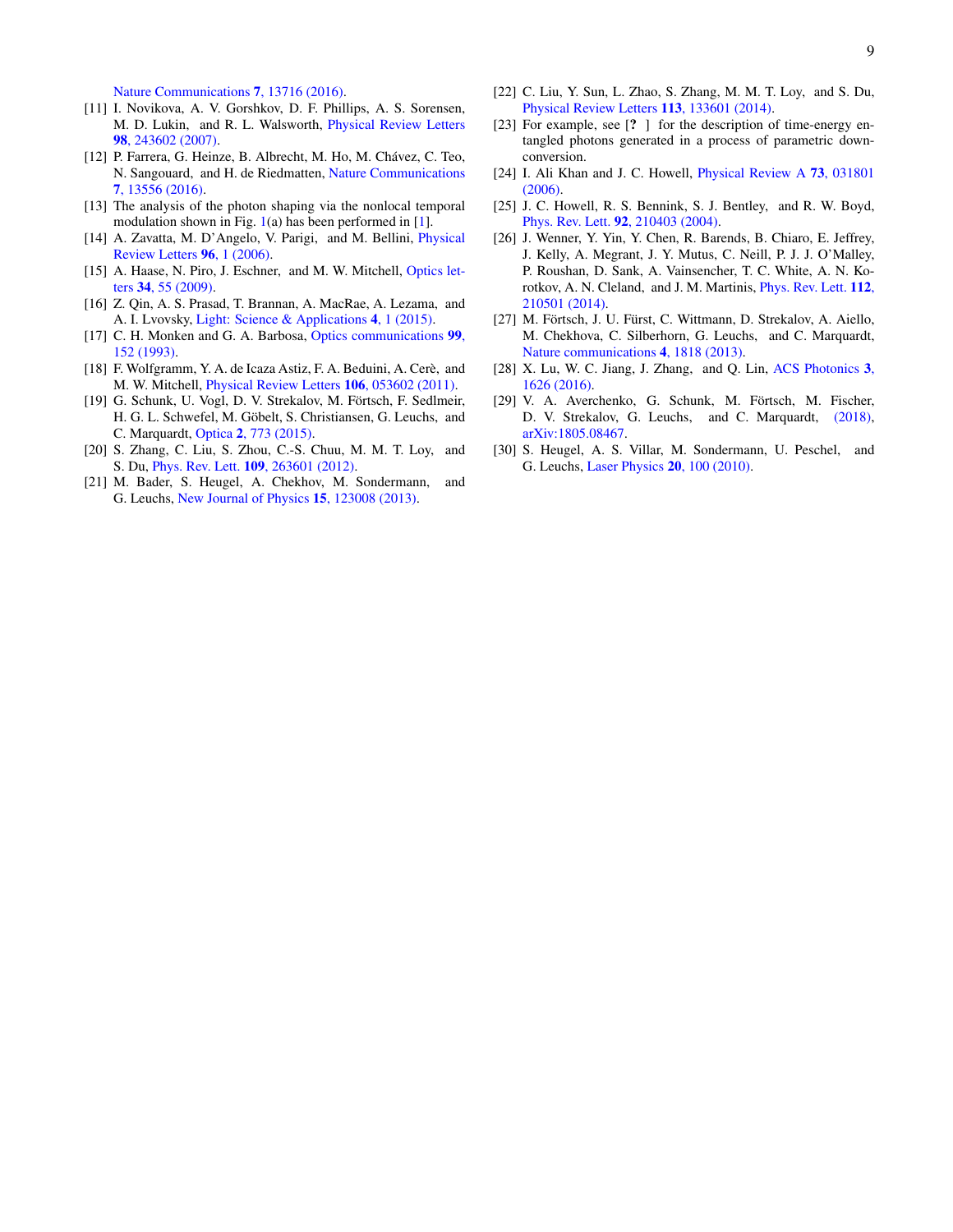Nature Communications **7**, 13716 (2016).

[11] I. Novikova, A. V. Gorshkov, D. F. Phillips, A. S. Sorensen, M. D. Lukin, and R. L. Walsworth, Physical Review Letters **98**, 243602 (2007).

[12] P. Farrera, G. Heinze, B. Albrecht, M. Ho, M. Chávez, C. Teo, N. Sangouard, and H. de Riedmatten, Nature Communications **7**, 13556 (2016).

[13] The analysis of the photon shaping via the nonlocal temporal modulation shown in Fig. 1(a) has been performed in [1].

[14] A. Zavatta, M. D'Angelo, V. Parigi, and M. Bellini, Physical Review Letters **96**, 1 (2006).

[15] A. Haase, N. Piro, J. Eschner, and M. W. Mitchell, Optics letters **34**, 55 (2009).

[16] Z. Qin, A. S. Prasad, T. Brannan, A. MacRae, A. Lezama, and A. I. Lvovsky, Light: Science & Applications **4**, 1 (2015).

[17] C. H. Monken and G. A. Barbosa, Optics communications **99**, 152 (1993).

[18] F. Wolfgramm, Y. A. de Icaza Astiz, F. A. Beduini, A. Cerè, and M. W. Mitchell, Physical Review Letters **106**, 053602 (2011).

[19] G. Schunk, U. Vogl, D. V. Strekalov, M. Förtsch, F. Sedlmeir, H. G. L. Schwefel, M. Göbelt, S. Christiansen, G. Leuchs, and C. Marquardt, Optica **2**, 773 (2015).

[20] S. Zhang, C. Liu, S. Zhou, C.-S. Chuu, M. M. T. Loy, and S. Du, Phys. Rev. Lett. **109**, 263601 (2012).

[21] M. Bader, S. Heugel, A. Chekhov, M. Sondermann, and G. Leuchs, New Journal of Physics **15**, 123008 (2013).

[22] C. Liu, Y. Sun, L. Zhao, S. Zhang, M. M. T. Loy, and S. Du, Physical Review Letters **113**, 133601 (2014).

[23] For example, see [**?** ] for the description of time-energy entangled photons generated in a process of parametric down-conversion.

[24] I. Ali Khan and J. C. Howell, Physical Review A **73**, 031801 (2006).

[25] J. C. Howell, R. S. Bennink, S. J. Bentley, and R. W. Boyd, Phys. Rev. Lett. **92**, 210403 (2004).

[26] J. Wenner, Y. Yin, Y. Chen, R. Barends, B. Chiaro, E. Jeffrey, J. Kelly, A. Megrant, J. Y. Mutus, C. Neill, P. J. J. O'Malley, P. Roushan, D. Sank, A. Vainsencher, T. C. White, A. N. Korotkov, A. N. Cleland, and J. M. Martinis, Phys. Rev. Lett. **112**, 210501 (2014).

[27] M. Förtsch, J. U. Fürst, C. Wittmann, D. Strekalov, A. Aiello, M. Chekhova, C. Silberhorn, G. Leuchs, and C. Marquardt, Nature communications **4**, 1818 (2013).

[28] X. Lu, W. C. Jiang, J. Zhang, and Q. Lin, ACS Photonics **3**, 1626 (2016).

[29] V. A. Averchenko, G. Schunk, M. Förtsch, M. Fischer, D. V. Strekalov, G. Leuchs, and C. Marquardt, (2018), arXiv:1805.08467.

[30] S. Heugel, A. S. Villar, M. Sondermann, U. Peschel, and G. Leuchs, Laser Physics **20**, 100 (2010).